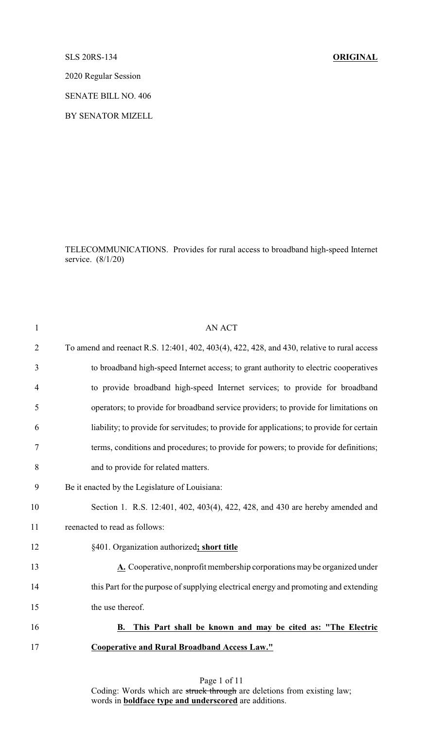SLS 20RS-134 **ORIGINAL**

2020 Regular Session

SENATE BILL NO. 406

BY SENATOR MIZELL

TELECOMMUNICATIONS. Provides for rural access to broadband high-speed Internet service. (8/1/20)

AN ACT

To amend and reenact R.S. 12:401, 402, 403(4), 422, 428, and 430, relative to rural access to broadband high-speed Internet access; to grant authority to electric cooperatives to provide broadband high-speed Internet services; to provide for broadband operators; to provide for broadband service providers; to provide for limitations on liability; to provide for servitudes; to provide for applications; to provide for certain terms, conditions and procedures; to provide for powers; to provide for definitions; and to provide for related matters.

Be it enacted by the Legislature of Louisiana:

Section 1. R.S. 12:401, 402, 403(4), 422, 428, and 430 are hereby amended and reenacted to read as follows:

§401. Organization authorized**; short title**

**A.** Cooperative, nonprofit membership corporations may be organized under this Part for the purpose of supplying electrical energy and promoting and extending the use thereof.

**B. This Part shall be known and may be cited as: "The Electric Cooperative and Rural Broadband Access Law."**

Coding: Words which are ~~struck through~~ are deletions from existing law; words in **boldface type and underscored** are additions.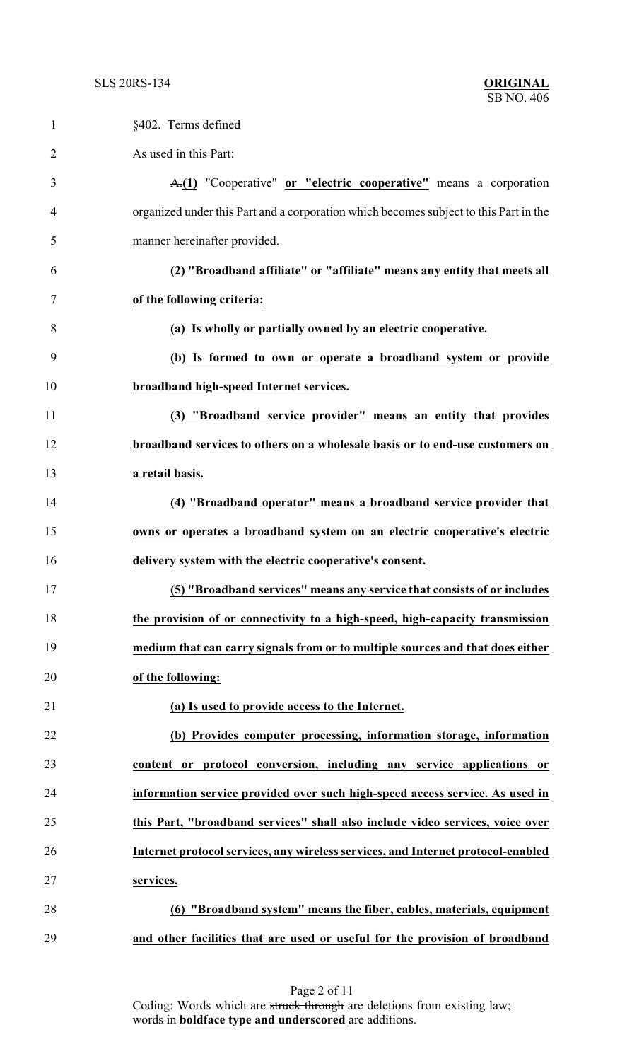§402. Terms defined

As used in this Part:

~~A.~~**(1)** "Cooperative" **or "electric cooperative"** means a corporation organized under this Part and a corporation which becomes subject to this Part in the manner hereinafter provided.

**(2) "Broadband affiliate" or "affiliate" means any entity that meets all of the following criteria:**

**(a) Is wholly or partially owned by an electric cooperative.**

**(b) Is formed to own or operate a broadband system or provide broadband high-speed Internet services.**

**(3) "Broadband service provider" means an entity that provides broadband services to others on a wholesale basis or to end-use customers on a retail basis.**

**(4) "Broadband operator" means a broadband service provider that owns or operates a broadband system on an electric cooperative's electric delivery system with the electric cooperative's consent.**

**(5) "Broadband services" means any service that consists of or includes the provision of or connectivity to a high-speed, high-capacity transmission medium that can carry signals from or to multiple sources and that does either of the following:**

**(a) Is used to provide access to the Internet.**

**(b) Provides computer processing, information storage, information content or protocol conversion, including any service applications or information service provided over such high-speed access service. As used in this Part, "broadband services" shall also include video services, voice over Internet protocol services, any wireless services, and Internet protocol-enabled services.**

**(6) "Broadband system" means the fiber, cables, materials, equipment and other facilities that are used or useful for the provision of broadband**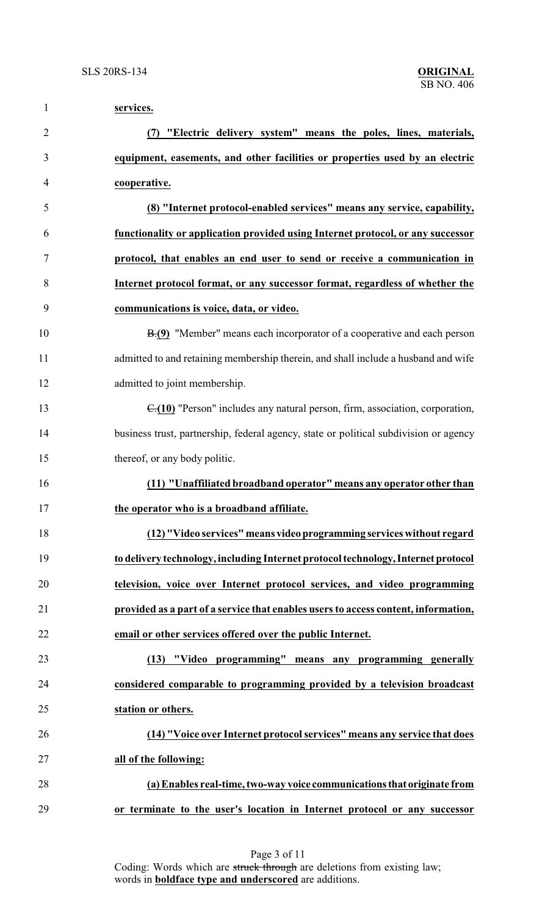**services.**

**(7) "Electric delivery system" means the poles, lines, materials, equipment, easements, and other facilities or properties used by an electric cooperative.**

**(8) "Internet protocol-enabled services" means any service, capability, functionality or application provided using Internet protocol, or any successor protocol, that enables an end user to send or receive a communication in Internet protocol format, or any successor format, regardless of whether the communications is voice, data, or video.**

~~B.~~**(9)** "Member" means each incorporator of a cooperative and each person admitted to and retaining membership therein, and shall include a husband and wife admitted to joint membership.

~~C.~~**(10)** "Person" includes any natural person, firm, association, corporation, business trust, partnership, federal agency, state or political subdivision or agency thereof, or any body politic.

**(11) "Unaffiliated broadband operator" means any operator other than the operator who is a broadband affiliate.**

**(12) "Video services" means video programming services without regard to delivery technology, including Internet protocol technology, Internet protocol television, voice over Internet protocol services, and video programming provided as a part of a service that enables users to access content, information, email or other services offered over the public Internet.**

**(13) "Video programming" means any programming generally considered comparable to programming provided by a television broadcast station or others.**

**(14) "Voice over Internet protocol services" means any service that does all of the following:**

**(a) Enables real-time, two-way voice communications that originate from or terminate to the user's location in Internet protocol or any successor**

Coding: Words which are ~~struck through~~ are deletions from existing law; words in **boldface type and underscored** are additions.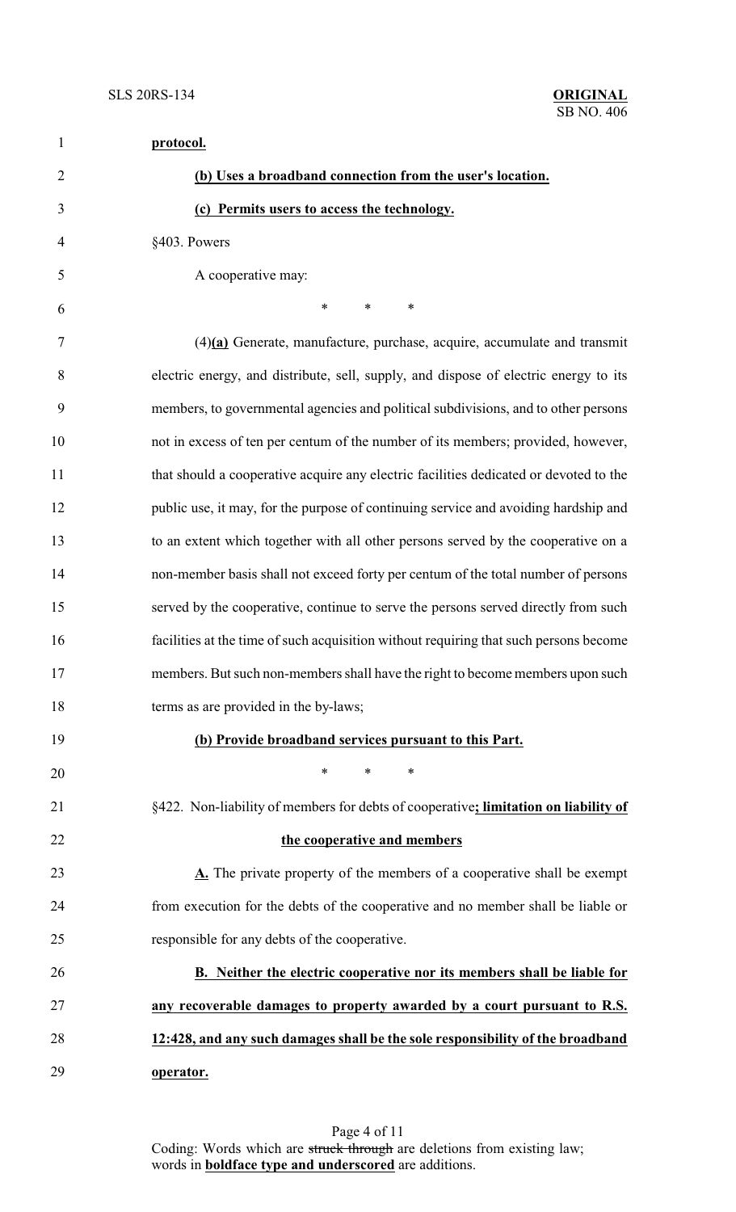**protocol.**

**(b) Uses a broadband connection from the user's location.**

**(c) Permits users to access the technology.**

§403. Powers

A cooperative may:

\* \* \*

(4)**(a)** Generate, manufacture, purchase, acquire, accumulate and transmit electric energy, and distribute, sell, supply, and dispose of electric energy to its members, to governmental agencies and political subdivisions, and to other persons not in excess of ten per centum of the number of its members; provided, however, that should a cooperative acquire any electric facilities dedicated or devoted to the public use, it may, for the purpose of continuing service and avoiding hardship and to an extent which together with all other persons served by the cooperative on a non-member basis shall not exceed forty per centum of the total number of persons served by the cooperative, continue to serve the persons served directly from such facilities at the time of such acquisition without requiring that such persons become members. But such non-members shall have the right to become members upon such terms as are provided in the by-laws;

**(b) Provide broadband services pursuant to this Part.**

\* \* \*

§422. Non-liability of members for debts of cooperative**; limitation on liability of the cooperative and members**

**A.** The private property of the members of a cooperative shall be exempt from execution for the debts of the cooperative and no member shall be liable or responsible for any debts of the cooperative.

**B. Neither the electric cooperative nor its members shall be liable for any recoverable damages to property awarded by a court pursuant to R.S. 12:428, and any such damages shall be the sole responsibility of the broadband operator.**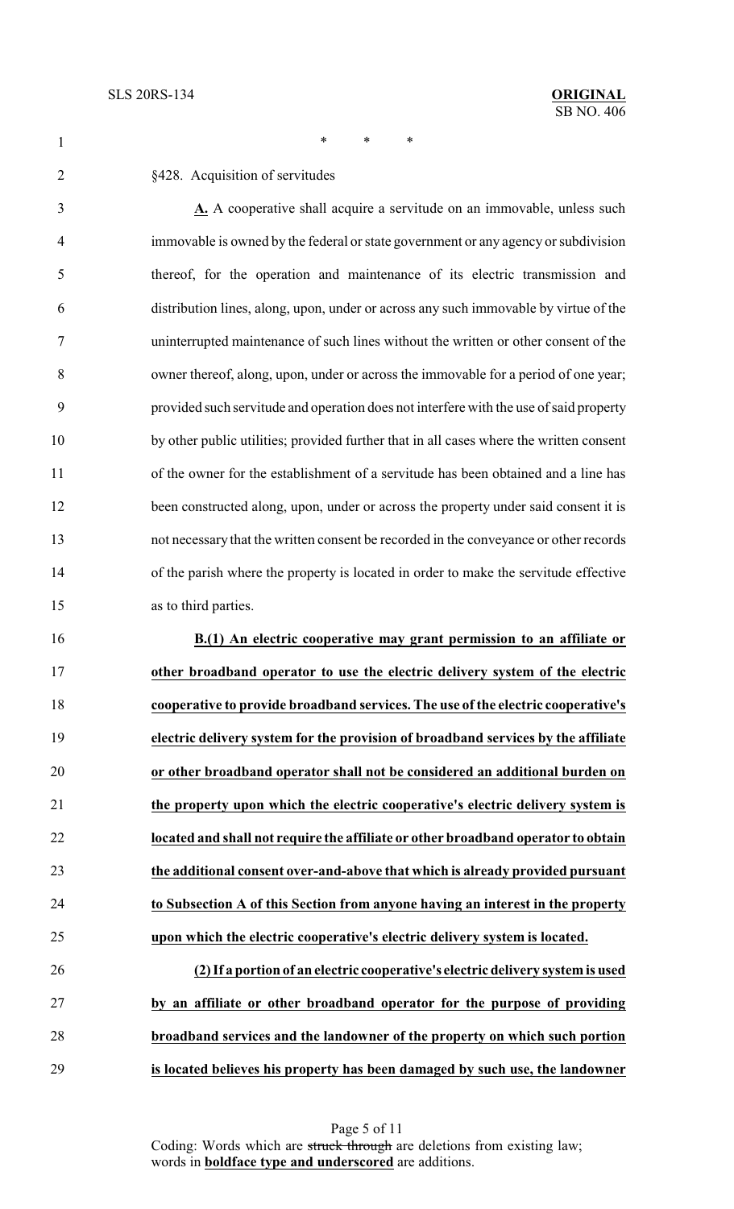\*     \*     \*

§428. Acquisition of servitudes

**A.** A cooperative shall acquire a servitude on an immovable, unless such immovable is owned by the federal or state government or any agency or subdivision thereof, for the operation and maintenance of its electric transmission and distribution lines, along, upon, under or across any such immovable by virtue of the uninterrupted maintenance of such lines without the written or other consent of the owner thereof, along, upon, under or across the immovable for a period of one year; provided such servitude and operation does not interfere with the use of said property by other public utilities; provided further that in all cases where the written consent of the owner for the establishment of a servitude has been obtained and a line has been constructed along, upon, under or across the property under said consent it is not necessary that the written consent be recorded in the conveyance or other records of the parish where the property is located in order to make the servitude effective as to third parties.

**B.(1) An electric cooperative may grant permission to an affiliate or other broadband operator to use the electric delivery system of the electric cooperative to provide broadband services. The use of the electric cooperative's electric delivery system for the provision of broadband services by the affiliate or other broadband operator shall not be considered an additional burden on the property upon which the electric cooperative's electric delivery system is located and shall not require the affiliate or other broadband operator to obtain the additional consent over-and-above that which is already provided pursuant to Subsection A of this Section from anyone having an interest in the property upon which the electric cooperative's electric delivery system is located.**

**(2) If a portion of an electric cooperative's electric delivery system is used by an affiliate or other broadband operator for the purpose of providing broadband services and the landowner of the property on which such portion is located believes his property has been damaged by such use, the landowner**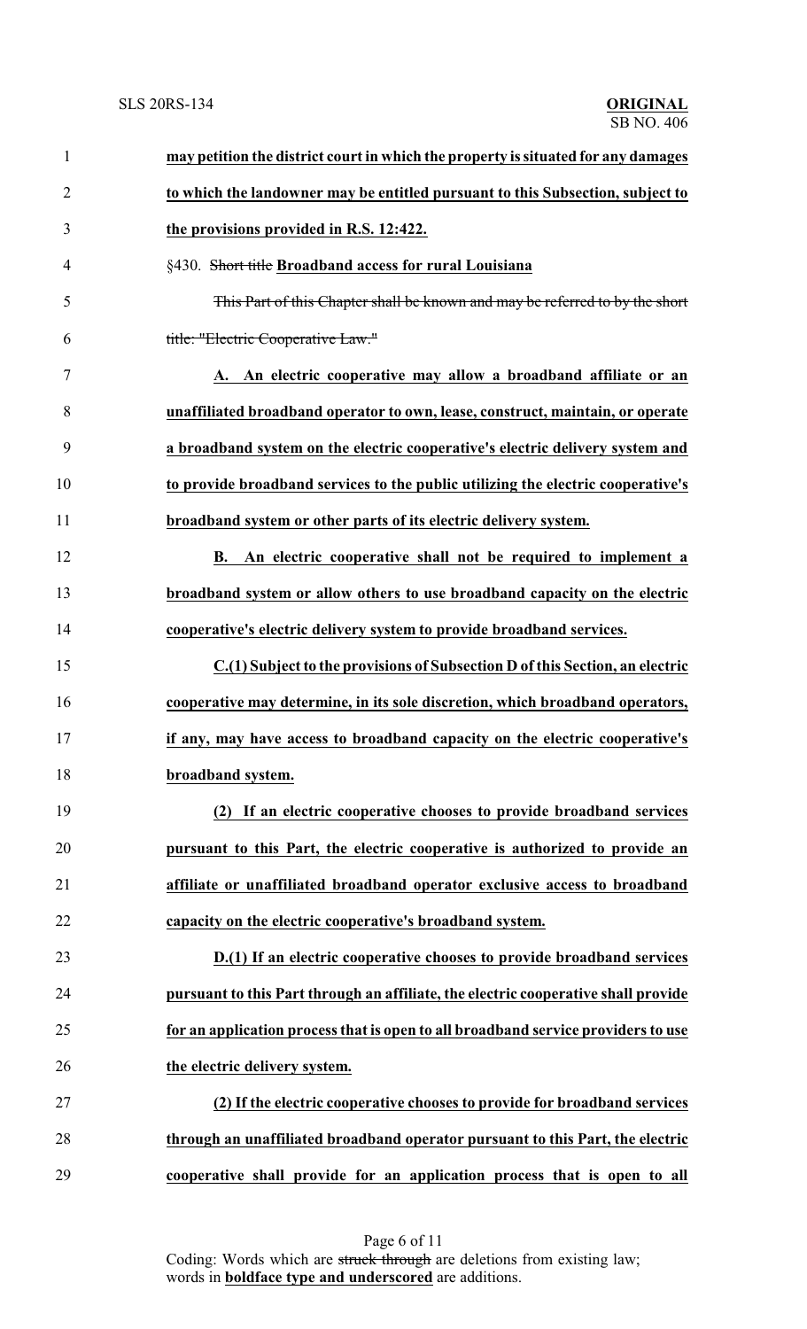**may petition the district court in which the property is situated for any damages to which the landowner may be entitled pursuant to this Subsection, subject to the provisions provided in R.S. 12:422.**

§430. ~~Short title~~ **Broadband access for rural Louisiana**

~~This Part of this Chapter shall be known and may be referred to by the short title: "Electric Cooperative Law."~~

**A. An electric cooperative may allow a broadband affiliate or an unaffiliated broadband operator to own, lease, construct, maintain, or operate a broadband system on the electric cooperative's electric delivery system and to provide broadband services to the public utilizing the electric cooperative's broadband system or other parts of its electric delivery system.**

**B. An electric cooperative shall not be required to implement a broadband system or allow others to use broadband capacity on the electric cooperative's electric delivery system to provide broadband services.**

**C.(1) Subject to the provisions of Subsection D of this Section, an electric cooperative may determine, in its sole discretion, which broadband operators, if any, may have access to broadband capacity on the electric cooperative's broadband system.**

**(2) If an electric cooperative chooses to provide broadband services pursuant to this Part, the electric cooperative is authorized to provide an affiliate or unaffiliated broadband operator exclusive access to broadband capacity on the electric cooperative's broadband system.**

**D.(1) If an electric cooperative chooses to provide broadband services pursuant to this Part through an affiliate, the electric cooperative shall provide for an application process that is open to all broadband service providers to use the electric delivery system.**

**(2) If the electric cooperative chooses to provide for broadband services through an unaffiliated broadband operator pursuant to this Part, the electric cooperative shall provide for an application process that is open to all**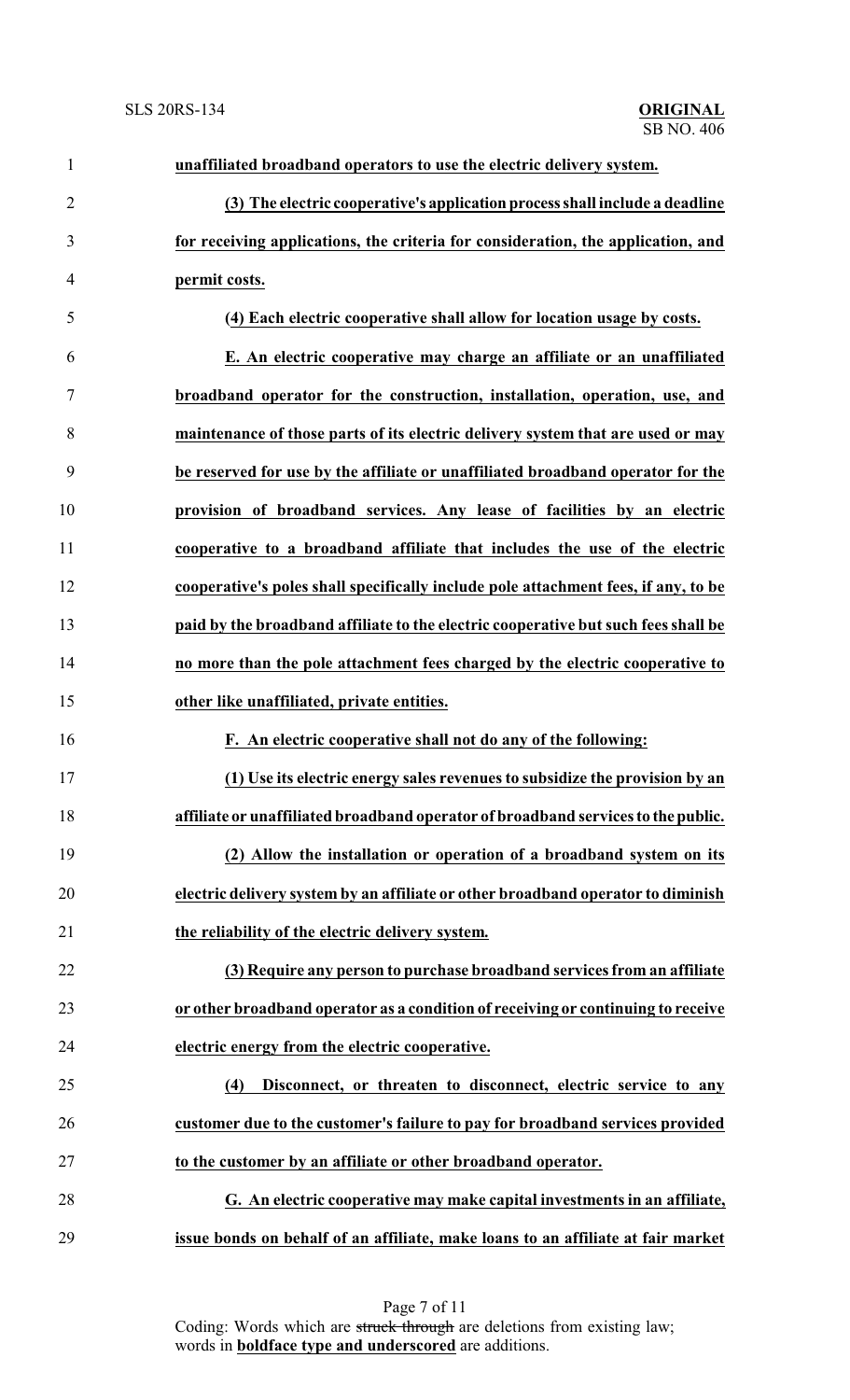**unaffiliated broadband operators to use the electric delivery system.**

**(3) The electric cooperative's application process shall include a deadline for receiving applications, the criteria for consideration, the application, and permit costs.**

**(4) Each electric cooperative shall allow for location usage by costs.**

**E. An electric cooperative may charge an affiliate or an unaffiliated broadband operator for the construction, installation, operation, use, and maintenance of those parts of its electric delivery system that are used or may be reserved for use by the affiliate or unaffiliated broadband operator for the provision of broadband services. Any lease of facilities by an electric cooperative to a broadband affiliate that includes the use of the electric cooperative's poles shall specifically include pole attachment fees, if any, to be paid by the broadband affiliate to the electric cooperative but such fees shall be no more than the pole attachment fees charged by the electric cooperative to other like unaffiliated, private entities.**

**F. An electric cooperative shall not do any of the following:**

**(1) Use its electric energy sales revenues to subsidize the provision by an affiliate or unaffiliated broadband operator of broadband services to the public.**

**(2) Allow the installation or operation of a broadband system on its electric delivery system by an affiliate or other broadband operator to diminish the reliability of the electric delivery system.**

**(3) Require any person to purchase broadband services from an affiliate or other broadband operator as a condition of receiving or continuing to receive electric energy from the electric cooperative.**

**(4) Disconnect, or threaten to disconnect, electric service to any customer due to the customer's failure to pay for broadband services provided to the customer by an affiliate or other broadband operator.**

**G. An electric cooperative may make capital investments in an affiliate, issue bonds on behalf of an affiliate, make loans to an affiliate at fair market**

Coding: Words which are ~~struck through~~ are deletions from existing law; words in **boldface type and underscored** are additions.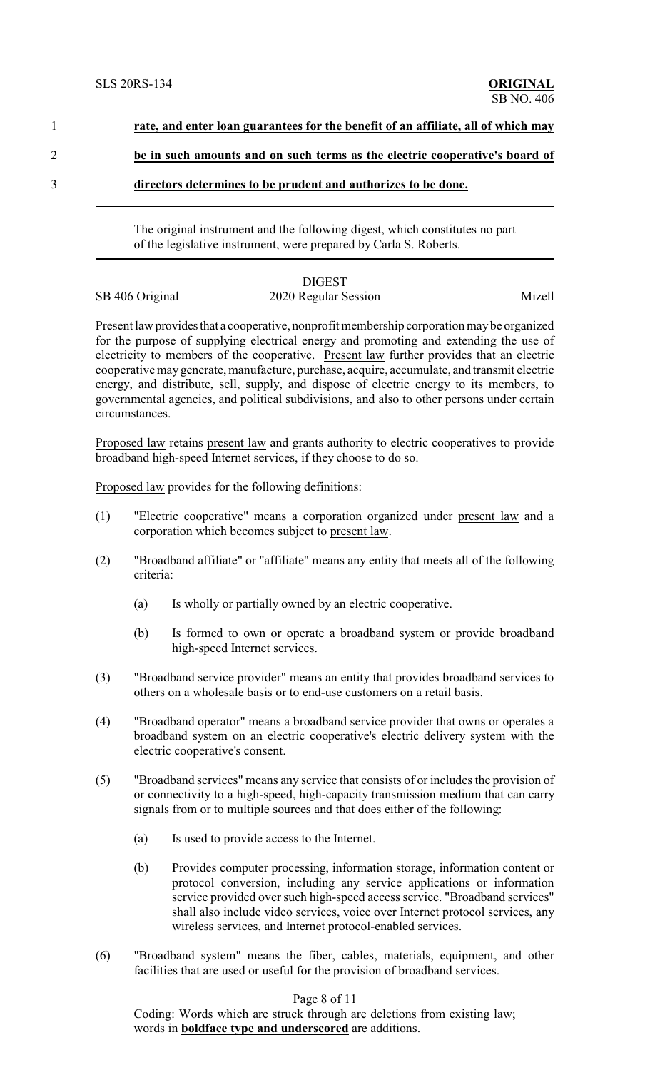**rate, and enter loan guarantees for the benefit of an affiliate, all of which may be in such amounts and on such terms as the electric cooperative's board of directors determines to be prudent and authorizes to be done.**

---

The original instrument and the following digest, which constitutes no part of the legislative instrument, were prepared by Carla S. Roberts.

---

DIGEST

SB 406 Original — 2020 Regular Session — Mizell

Present law provides that a cooperative, nonprofit membership corporation may be organized for the purpose of supplying electrical energy and promoting and extending the use of electricity to members of the cooperative. Present law further provides that an electric cooperative may generate, manufacture, purchase, acquire, accumulate, and transmit electric energy, and distribute, sell, supply, and dispose of electric energy to its members, to governmental agencies, and political subdivisions, and also to other persons under certain circumstances.

Proposed law retains present law and grants authority to electric cooperatives to provide broadband high-speed Internet services, if they choose to do so.

Proposed law provides for the following definitions:

(1) "Electric cooperative" means a corporation organized under present law and a corporation which becomes subject to present law.

(2) "Broadband affiliate" or "affiliate" means any entity that meets all of the following criteria:

   (a) Is wholly or partially owned by an electric cooperative.

   (b) Is formed to own or operate a broadband system or provide broadband high-speed Internet services.

(3) "Broadband service provider" means an entity that provides broadband services to others on a wholesale basis or to end-use customers on a retail basis.

(4) "Broadband operator" means a broadband service provider that owns or operates a broadband system on an electric cooperative's electric delivery system with the electric cooperative's consent.

(5) "Broadband services" means any service that consists of or includes the provision of or connectivity to a high-speed, high-capacity transmission medium that can carry signals from or to multiple sources and that does either of the following:

   (a) Is used to provide access to the Internet.

   (b) Provides computer processing, information storage, information content or protocol conversion, including any service applications or information service provided over such high-speed access service. "Broadband services" shall also include video services, voice over Internet protocol services, any wireless services, and Internet protocol-enabled services.

(6) "Broadband system" means the fiber, cables, materials, equipment, and other facilities that are used or useful for the provision of broadband services.

Coding: Words which are ~~struck through~~ are deletions from existing law; words in **boldface type and underscored** are additions.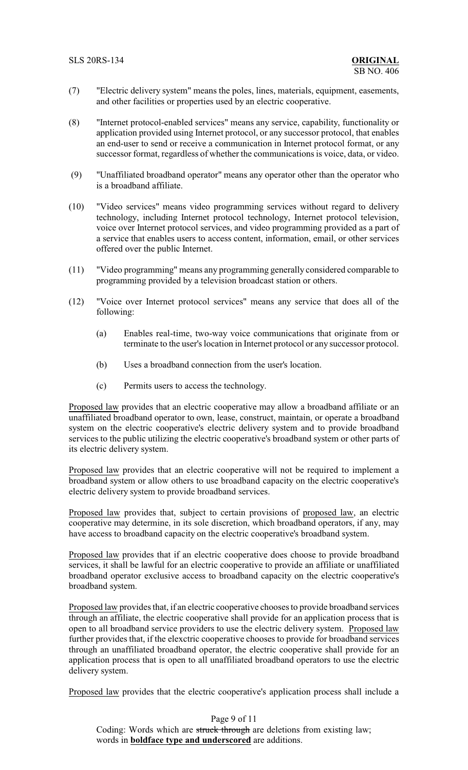(7) "Electric delivery system" means the poles, lines, materials, equipment, easements, and other facilities or properties used by an electric cooperative.

(8) "Internet protocol-enabled services" means any service, capability, functionality or application provided using Internet protocol, or any successor protocol, that enables an end-user to send or receive a communication in Internet protocol format, or any successor format, regardless of whether the communications is voice, data, or video.

(9) "Unaffiliated broadband operator" means any operator other than the operator who is a broadband affiliate.

(10) "Video services" means video programming services without regard to delivery technology, including Internet protocol technology, Internet protocol television, voice over Internet protocol services, and video programming provided as a part of a service that enables users to access content, information, email, or other services offered over the public Internet.

(11) "Video programming" means any programming generally considered comparable to programming provided by a television broadcast station or others.

(12) "Voice over Internet protocol services" means any service that does all of the following:

(a) Enables real-time, two-way voice communications that originate from or terminate to the user's location in Internet protocol or any successor protocol.

(b) Uses a broadband connection from the user's location.

(c) Permits users to access the technology.

Proposed law provides that an electric cooperative may allow a broadband affiliate or an unaffiliated broadband operator to own, lease, construct, maintain, or operate a broadband system on the electric cooperative's electric delivery system and to provide broadband services to the public utilizing the electric cooperative's broadband system or other parts of its electric delivery system.

Proposed law provides that an electric cooperative will not be required to implement a broadband system or allow others to use broadband capacity on the electric cooperative's electric delivery system to provide broadband services.

Proposed law provides that, subject to certain provisions of proposed law, an electric cooperative may determine, in its sole discretion, which broadband operators, if any, may have access to broadband capacity on the electric cooperative's broadband system.

Proposed law provides that if an electric cooperative does choose to provide broadband services, it shall be lawful for an electric cooperative to provide an affiliate or unaffiliated broadband operator exclusive access to broadband capacity on the electric cooperative's broadband system.

Proposed law provides that, if an electric cooperative chooses to provide broadband services through an affiliate, the electric cooperative shall provide for an application process that is open to all broadband service providers to use the electric delivery system. Proposed law further provides that, if the elexctric cooperative chooses to provide for broadband services through an unaffiliated broadband operator, the electric cooperative shall provide for an application process that is open to all unaffiliated broadband operators to use the electric delivery system.

Proposed law provides that the electric cooperative's application process shall include a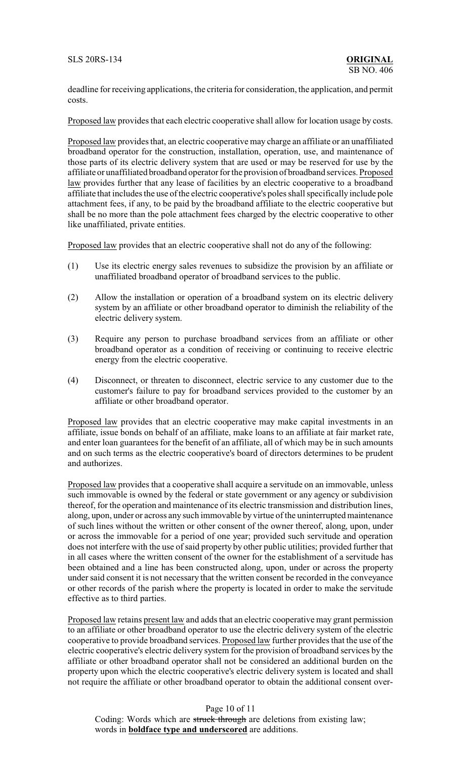deadline for receiving applications, the criteria for consideration, the application, and permit costs.

Proposed law provides that each electric cooperative shall allow for location usage by costs.

Proposed law provides that, an electric cooperative may charge an affiliate or an unaffiliated broadband operator for the construction, installation, operation, use, and maintenance of those parts of its electric delivery system that are used or may be reserved for use by the affiliate or unaffiliated broadband operator for the provision of broadband services. Proposed law provides further that any lease of facilities by an electric cooperative to a broadband affiliate that includes the use of the electric cooperative's poles shall specifically include pole attachment fees, if any, to be paid by the broadband affiliate to the electric cooperative but shall be no more than the pole attachment fees charged by the electric cooperative to other like unaffiliated, private entities.

Proposed law provides that an electric cooperative shall not do any of the following:

(1) Use its electric energy sales revenues to subsidize the provision by an affiliate or unaffiliated broadband operator of broadband services to the public.

(2) Allow the installation or operation of a broadband system on its electric delivery system by an affiliate or other broadband operator to diminish the reliability of the electric delivery system.

(3) Require any person to purchase broadband services from an affiliate or other broadband operator as a condition of receiving or continuing to receive electric energy from the electric cooperative.

(4) Disconnect, or threaten to disconnect, electric service to any customer due to the customer's failure to pay for broadband services provided to the customer by an affiliate or other broadband operator.

Proposed law provides that an electric cooperative may make capital investments in an affiliate, issue bonds on behalf of an affiliate, make loans to an affiliate at fair market rate, and enter loan guarantees for the benefit of an affiliate, all of which may be in such amounts and on such terms as the electric cooperative's board of directors determines to be prudent and authorizes.

Proposed law provides that a cooperative shall acquire a servitude on an immovable, unless such immovable is owned by the federal or state government or any agency or subdivision thereof, for the operation and maintenance of its electric transmission and distribution lines, along, upon, under or across any such immovable by virtue of the uninterrupted maintenance of such lines without the written or other consent of the owner thereof, along, upon, under or across the immovable for a period of one year; provided such servitude and operation does not interfere with the use of said property by other public utilities; provided further that in all cases where the written consent of the owner for the establishment of a servitude has been obtained and a line has been constructed along, upon, under or across the property under said consent it is not necessary that the written consent be recorded in the conveyance or other records of the parish where the property is located in order to make the servitude effective as to third parties.

Proposed law retains present law and adds that an electric cooperative may grant permission to an affiliate or other broadband operator to use the electric delivery system of the electric cooperative to provide broadband services. Proposed law further provides that the use of the electric cooperative's electric delivery system for the provision of broadband services by the affiliate or other broadband operator shall not be considered an additional burden on the property upon which the electric cooperative's electric delivery system is located and shall not require the affiliate or other broadband operator to obtain the additional consent over-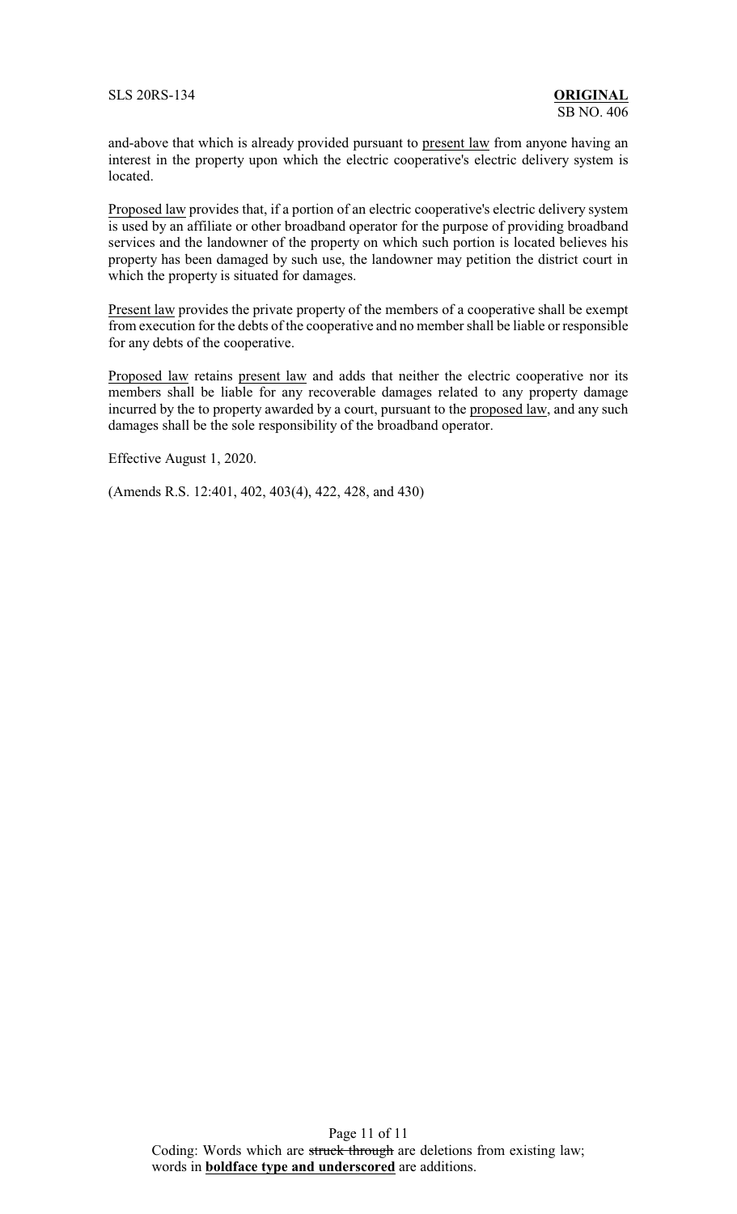and-above that which is already provided pursuant to present law from anyone having an interest in the property upon which the electric cooperative's electric delivery system is located.

Proposed law provides that, if a portion of an electric cooperative's electric delivery system is used by an affiliate or other broadband operator for the purpose of providing broadband services and the landowner of the property on which such portion is located believes his property has been damaged by such use, the landowner may petition the district court in which the property is situated for damages.

Present law provides the private property of the members of a cooperative shall be exempt from execution for the debts of the cooperative and no member shall be liable or responsible for any debts of the cooperative.

Proposed law retains present law and adds that neither the electric cooperative nor its members shall be liable for any recoverable damages related to any property damage incurred by the to property awarded by a court, pursuant to the proposed law, and any such damages shall be the sole responsibility of the broadband operator.

Effective August 1, 2020.

(Amends R.S. 12:401, 402, 403(4), 422, 428, and 430)

Coding: Words which are ~~struck through~~ are deletions from existing law; words in **boldface type and underscored** are additions.